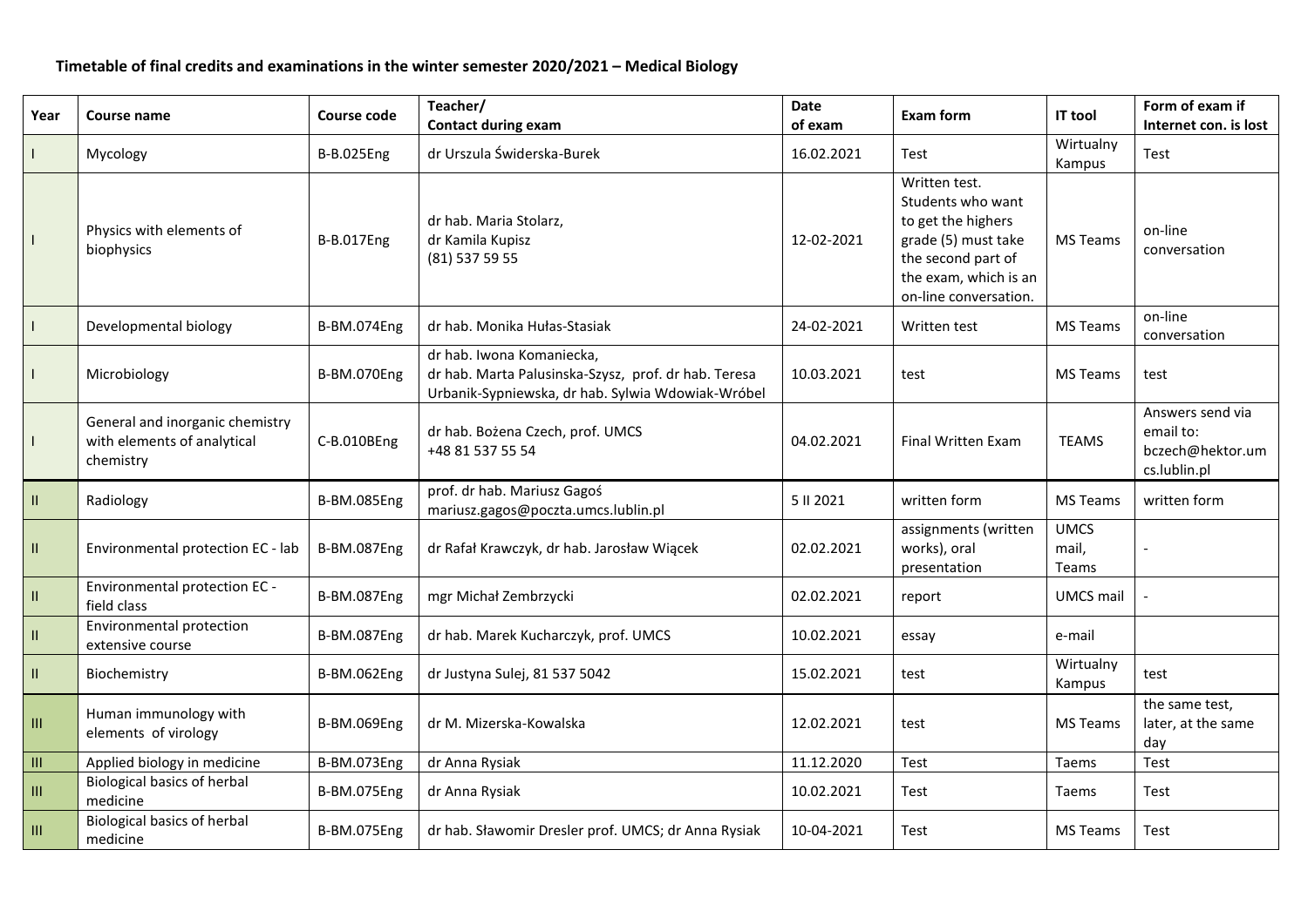**Timetable of final credits and examinations in the winter semester 2020/2021 – Medical Biology**

| Year | Course name | Course code | Teacher/ Contact during exam | Date of exam | Exam form | IT tool | Form of exam if Internet con. is lost |
|---|---|---|---|---|---|---|---|
| I | Mycology | B-B.025Eng | dr Urszula Świderska-Burek | 16.02.2021 | Test | Wirtualny Kampus | Test |
| I | Physics with elements of biophysics | B-B.017Eng | dr hab. Maria Stolarz, dr Kamila Kupisz (81) 537 59 55 | 12-02-2021 | Written test. Students who want to get the highers grade (5) must take the second part of the exam, which is an on-line conversation. | MS Teams | on-line conversation |
| I | Developmental biology | B-BM.074Eng | dr hab. Monika Hułas-Stasiak | 24-02-2021 | Written test | MS Teams | on-line conversation |
| I | Microbiology | B-BM.070Eng | dr hab. Iwona Komaniecka, dr hab. Marta Palusinska-Szysz, prof. dr hab. Teresa Urbanik-Sypniewska, dr hab. Sylwia Wdowiak-Wróbel | 10.03.2021 | test | MS Teams | test |
| I | General and inorganic chemistry with elements of analytical chemistry | C-B.010BEng | dr hab. Bożena Czech, prof. UMCS +48 81 537 55 54 | 04.02.2021 | Final Written Exam | TEAMS | Answers send via email to: bczech@hektor.umcs.lublin.pl |
| II | Radiology | B-BM.085Eng | prof. dr hab. Mariusz Gagoś mariusz.gagos@poczta.umcs.lublin.pl | 5 II 2021 | written form | MS Teams | written form |
| II | Environmental protection EC - lab | B-BM.087Eng | dr Rafał Krawczyk, dr hab. Jarosław Wiącek | 02.02.2021 | assignments (written works), oral presentation | UMCS mail, Teams | - |
| II | Environmental protection EC - field class | B-BM.087Eng | mgr Michał Zembrzycki | 02.02.2021 | report | UMCS mail | - |
| II | Environmental protection extensive course | B-BM.087Eng | dr hab. Marek Kucharczyk, prof. UMCS | 10.02.2021 | essay | e-mail | |
| II | Biochemistry | B-BM.062Eng | dr Justyna Sulej, 81 537 5042 | 15.02.2021 | test | Wirtualny Kampus | test |
| III | Human immunology with elements of virology | B-BM.069Eng | dr M. Mizerska-Kowalska | 12.02.2021 | test | MS Teams | the same test, later, at the same day |
| III | Applied biology in medicine | B-BM.073Eng | dr Anna Rysiak | 11.12.2020 | Test | Taems | Test |
| III | Biological basics of herbal medicine | B-BM.075Eng | dr Anna Rysiak | 10.02.2021 | Test | Taems | Test |
| III | Biological basics of herbal medicine | B-BM.075Eng | dr hab. Sławomir Dresler prof. UMCS; dr Anna Rysiak | 10-04-2021 | Test | MS Teams | Test |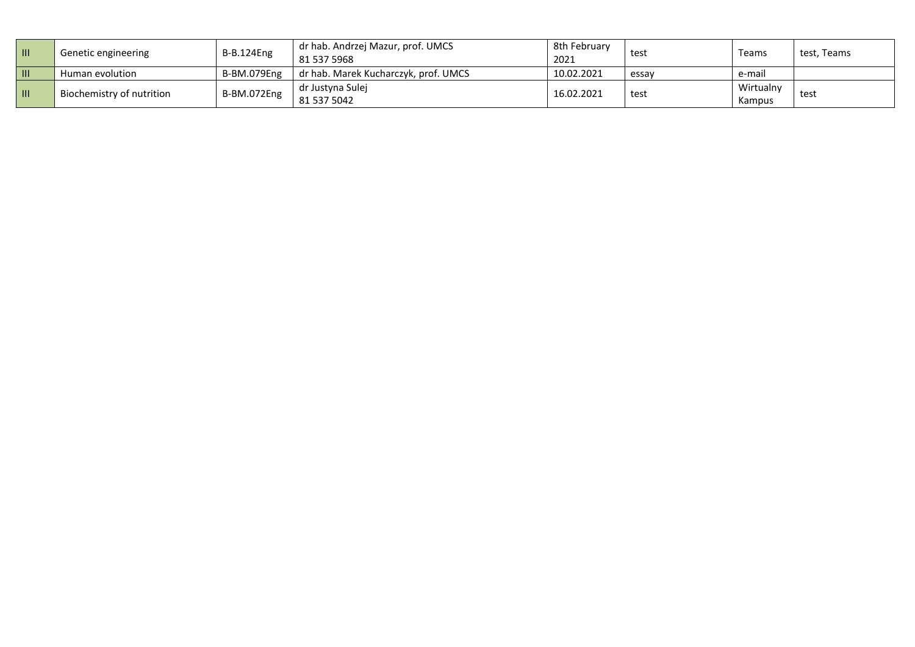| | | | | | | | |
|---|---|---|---|---|---|---|---|
| III | Genetic engineering | B-B.124Eng | dr hab. Andrzej Mazur, prof. UMCS<br>81 537 5968 | 8th February 2021 | test | Teams | test, Teams |
| III | Human evolution | B-BM.079Eng | dr hab. Marek Kucharczyk, prof. UMCS | 10.02.2021 | essay | e-mail | |
| III | Biochemistry of nutrition | B-BM.072Eng | dr Justyna Sulej<br>81 537 5042 | 16.02.2021 | test | Wirtualny Kampus | test |